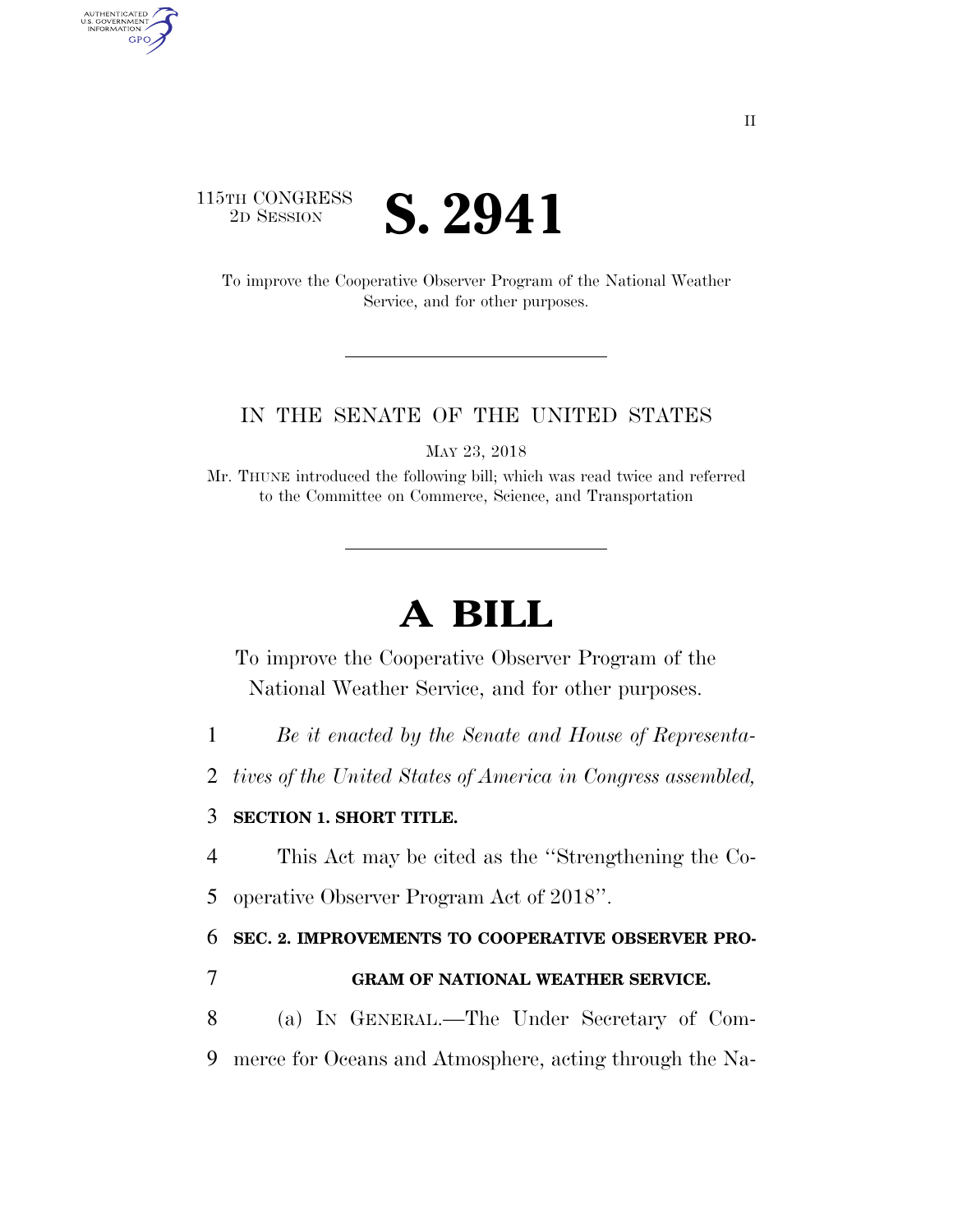115TH CONGRESS
2D SESSION

# S. 2941

To improve the Cooperative Observer Program of the National Weather Service, and for other purposes.

IN THE SENATE OF THE UNITED STATES

MAY 23, 2018

Mr. THUNE introduced the following bill; which was read twice and referred to the Committee on Commerce, Science, and Transportation

# A BILL

To improve the Cooperative Observer Program of the National Weather Service, and for other purposes.

1 *Be it enacted by the Senate and House of Representa-*
2 *tives of the United States of America in Congress assembled,*

3 **SECTION 1. SHORT TITLE.**

4 This Act may be cited as the "Strengthening the Co-
5 operative Observer Program Act of 2018".

6 **SEC. 2. IMPROVEMENTS TO COOPERATIVE OBSERVER PRO-**
7 **GRAM OF NATIONAL WEATHER SERVICE.**

8 (a) IN GENERAL.—The Under Secretary of Com-
9 merce for Oceans and Atmosphere, acting through the Na-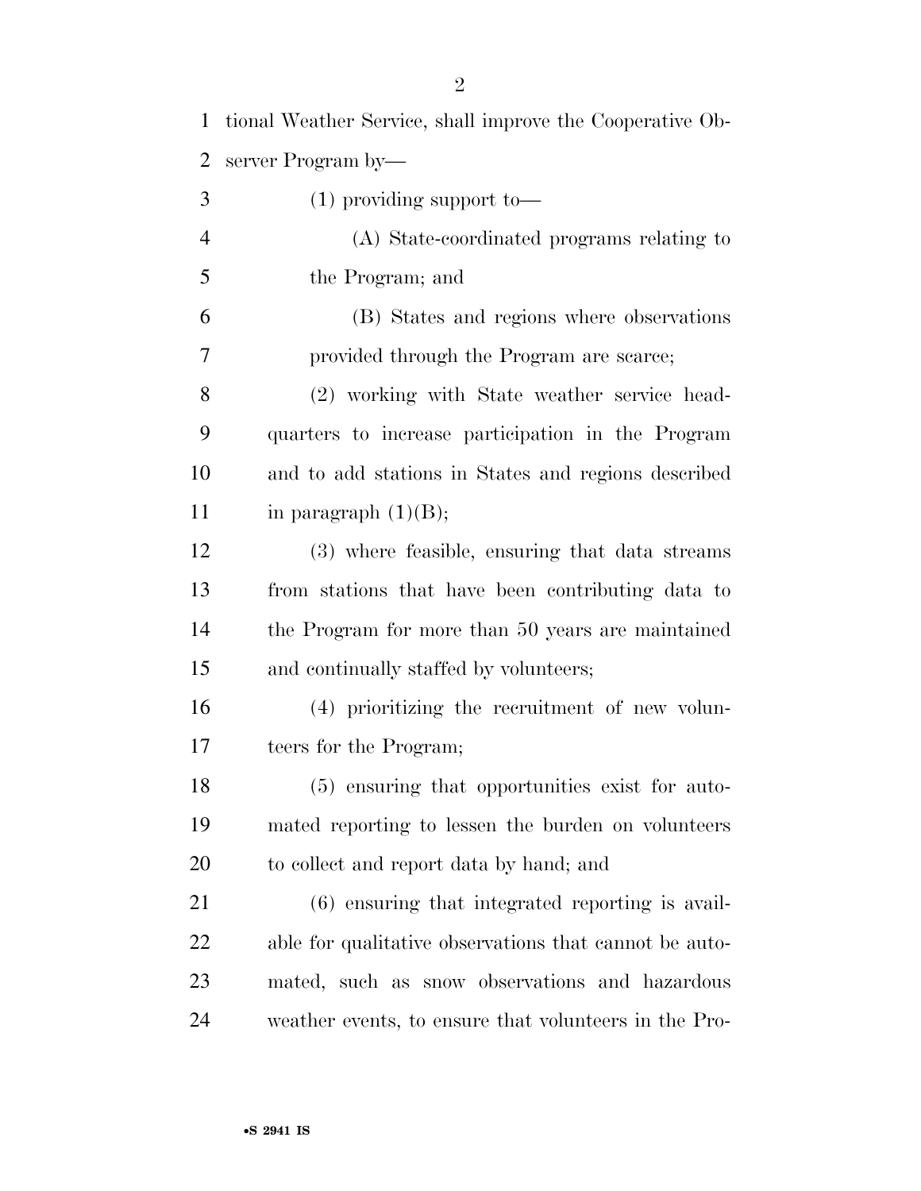tional Weather Service, shall improve the Cooperative Observer Program by—

(1) providing support to—

(A) State-coordinated programs relating to the Program; and

(B) States and regions where observations provided through the Program are scarce;

(2) working with State weather service headquarters to increase participation in the Program and to add stations in States and regions described in paragraph (1)(B);

(3) where feasible, ensuring that data streams from stations that have been contributing data to the Program for more than 50 years are maintained and continually staffed by volunteers;

(4) prioritizing the recruitment of new volunteers for the Program;

(5) ensuring that opportunities exist for automated reporting to lessen the burden on volunteers to collect and report data by hand; and

(6) ensuring that integrated reporting is available for qualitative observations that cannot be automated, such as snow observations and hazardous weather events, to ensure that volunteers in the Pro-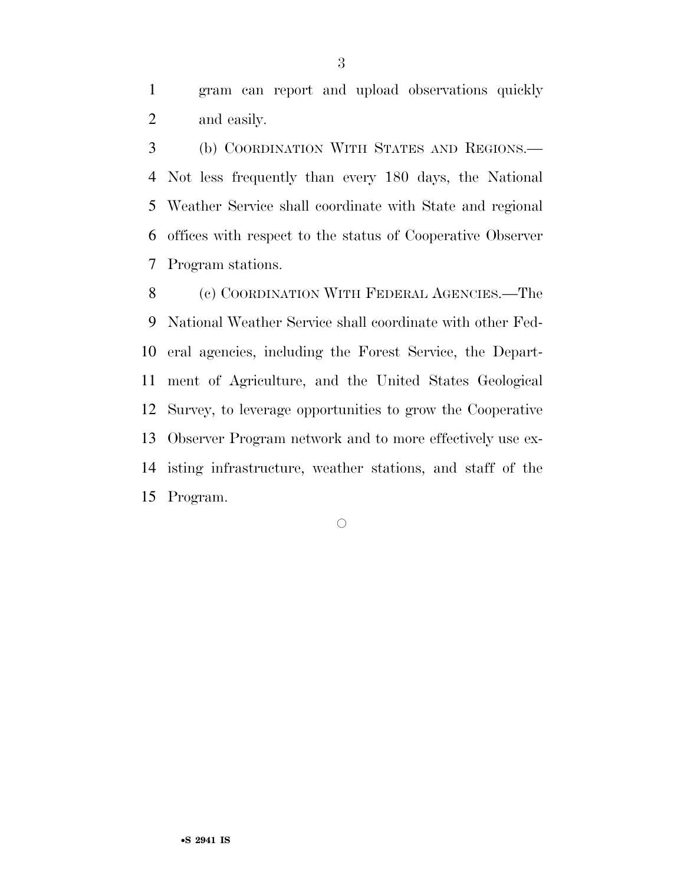gram can report and upload observations quickly and easily.

(b) COORDINATION WITH STATES AND REGIONS.—Not less frequently than every 180 days, the National Weather Service shall coordinate with State and regional offices with respect to the status of Cooperative Observer Program stations.

(c) COORDINATION WITH FEDERAL AGENCIES.—The National Weather Service shall coordinate with other Federal agencies, including the Forest Service, the Department of Agriculture, and the United States Geological Survey, to leverage opportunities to grow the Cooperative Observer Program network and to more effectively use existing infrastructure, weather stations, and staff of the Program.

○